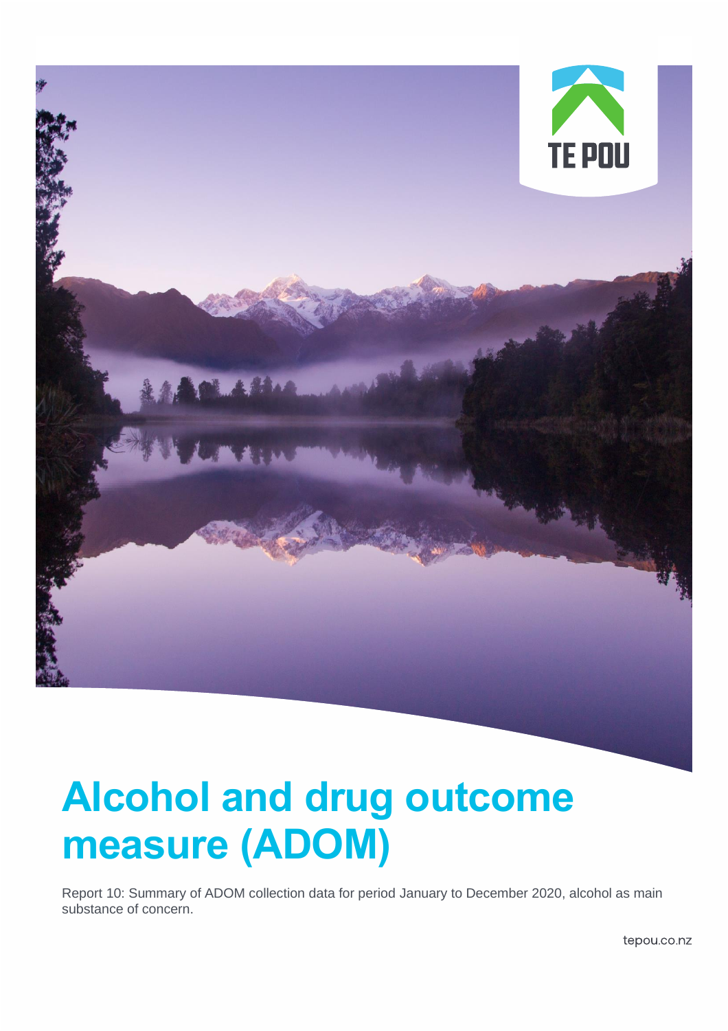TE POU

# Alcohol and drug outcome measure (ADOM)

Report 10: Summary of ADOM collection data for period January to December 2020, alcohol as main substance of concern.

tepou.co.nz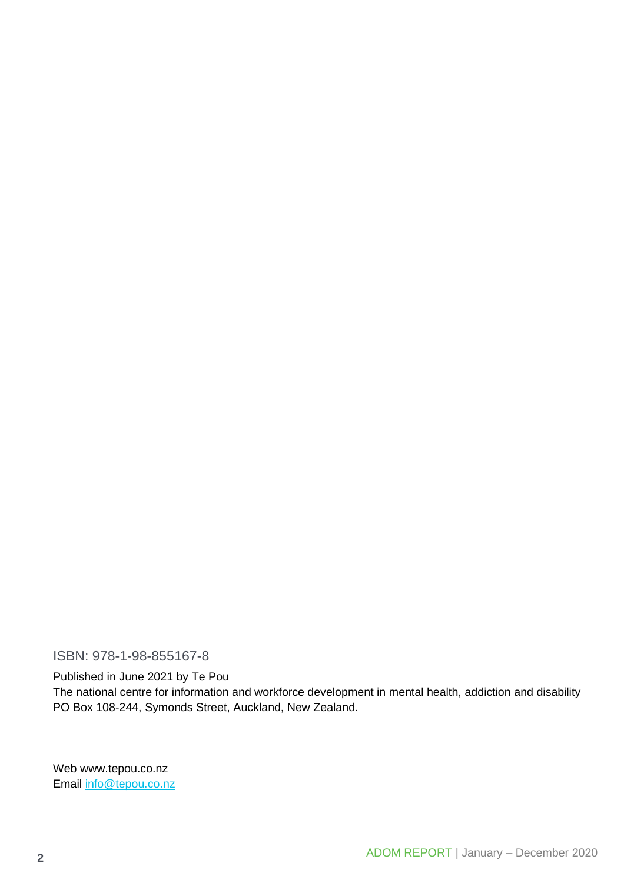ISBN: 978-1-98-855167-8

Published in June 2021 by Te Pou
The national centre for information and workforce development in mental health, addiction and disability
PO Box 108-244, Symonds Street, Auckland, New Zealand.

Web www.tepou.co.nz
Email info@tepou.co.nz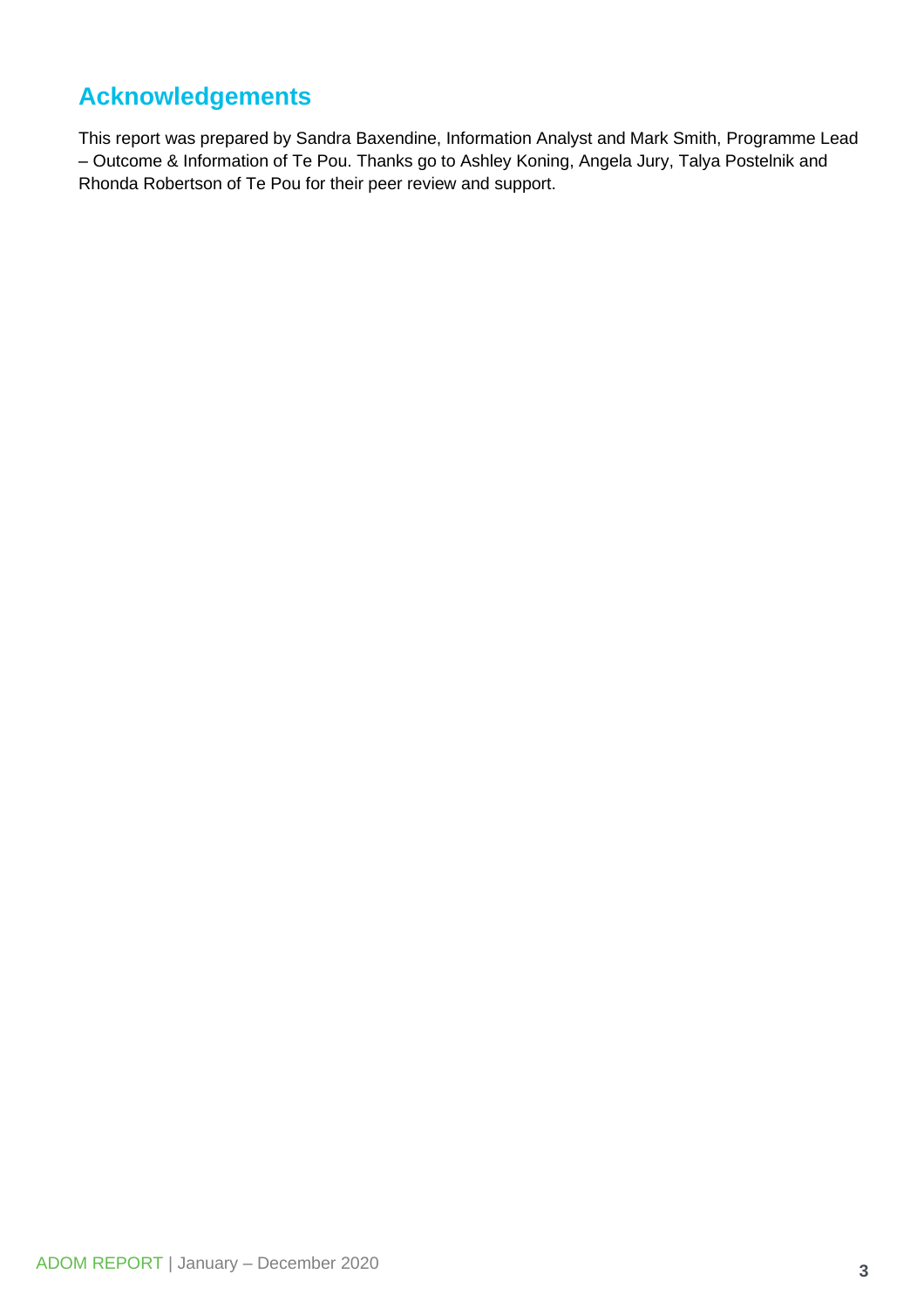# Acknowledgements

This report was prepared by Sandra Baxendine, Information Analyst and Mark Smith, Programme Lead – Outcome & Information of Te Pou. Thanks go to Ashley Koning, Angela Jury, Talya Postelnik and Rhonda Robertson of Te Pou for their peer review and support.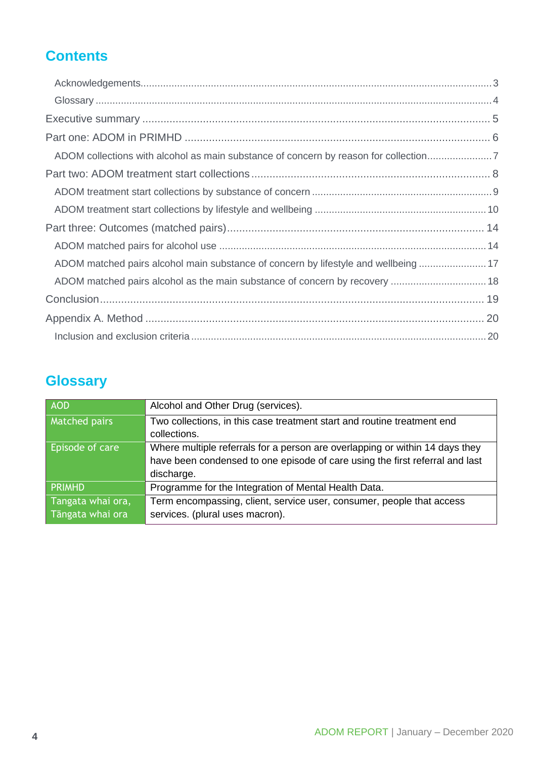## Contents

- Acknowledgements 3
- Glossary 4

Executive summary 5

Part one: ADOM in PRIMHD 6

- ADOM collections with alcohol as main substance of concern by reason for collection 7

Part two: ADOM treatment start collections 8

- ADOM treatment start collections by substance of concern 9
- ADOM treatment start collections by lifestyle and wellbeing 10

Part three: Outcomes (matched pairs) 14

- ADOM matched pairs for alcohol use 14
- ADOM matched pairs alcohol main substance of concern by lifestyle and wellbeing 17
- ADOM matched pairs alcohol as the main substance of concern by recovery 18

Conclusion 19

Appendix A. Method 20

- Inclusion and exclusion criteria 20

## Glossary

| Term | Definition |
|---|---|
| AOD | Alcohol and Other Drug (services). |
| Matched pairs | Two collections, in this case treatment start and routine treatment end collections. |
| Episode of care | Where multiple referrals for a person are overlapping or within 14 days they have been condensed to one episode of care using the first referral and last discharge. |
| PRIMHD | Programme for the Integration of Mental Health Data. |
| Tangata whai ora, Tāngata whai ora | Term encompassing, client, service user, consumer, people that access services. (plural uses macron). |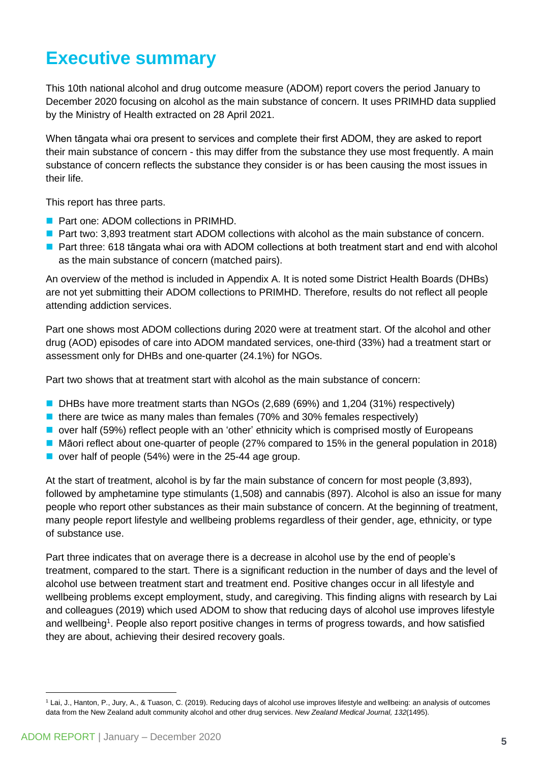# Executive summary

This 10th national alcohol and drug outcome measure (ADOM) report covers the period January to December 2020 focusing on alcohol as the main substance of concern. It uses PRIMHD data supplied by the Ministry of Health extracted on 28 April 2021.

When tāngata whai ora present to services and complete their first ADOM, they are asked to report their main substance of concern - this may differ from the substance they use most frequently. A main substance of concern reflects the substance they consider is or has been causing the most issues in their life.

This report has three parts.

- Part one: ADOM collections in PRIMHD.
- Part two: 3,893 treatment start ADOM collections with alcohol as the main substance of concern.
- Part three: 618 tāngata whai ora with ADOM collections at both treatment start and end with alcohol as the main substance of concern (matched pairs).

An overview of the method is included in Appendix A. It is noted some District Health Boards (DHBs) are not yet submitting their ADOM collections to PRIMHD. Therefore, results do not reflect all people attending addiction services.

Part one shows most ADOM collections during 2020 were at treatment start. Of the alcohol and other drug (AOD) episodes of care into ADOM mandated services, one-third (33%) had a treatment start or assessment only for DHBs and one-quarter (24.1%) for NGOs.

Part two shows that at treatment start with alcohol as the main substance of concern:

- DHBs have more treatment starts than NGOs (2,689 (69%) and 1,204 (31%) respectively)
- there are twice as many males than females (70% and 30% females respectively)
- over half (59%) reflect people with an 'other' ethnicity which is comprised mostly of Europeans
- Māori reflect about one-quarter of people (27% compared to 15% in the general population in 2018)
- over half of people (54%) were in the 25-44 age group.

At the start of treatment, alcohol is by far the main substance of concern for most people (3,893), followed by amphetamine type stimulants (1,508) and cannabis (897). Alcohol is also an issue for many people who report other substances as their main substance of concern. At the beginning of treatment, many people report lifestyle and wellbeing problems regardless of their gender, age, ethnicity, or type of substance use.

Part three indicates that on average there is a decrease in alcohol use by the end of people's treatment, compared to the start. There is a significant reduction in the number of days and the level of alcohol use between treatment start and treatment end. Positive changes occur in all lifestyle and wellbeing problems except employment, study, and caregiving. This finding aligns with research by Lai and colleagues (2019) which used ADOM to show that reducing days of alcohol use improves lifestyle and wellbeing[1]. People also report positive changes in terms of progress towards, and how satisfied they are about, achieving their desired recovery goals.

---

[1] Lai, J., Hanton, P., Jury, A., & Tuason, C. (2019). Reducing days of alcohol use improves lifestyle and wellbeing: an analysis of outcomes data from the New Zealand adult community alcohol and other drug services. *New Zealand Medical Journal, 132*(1495).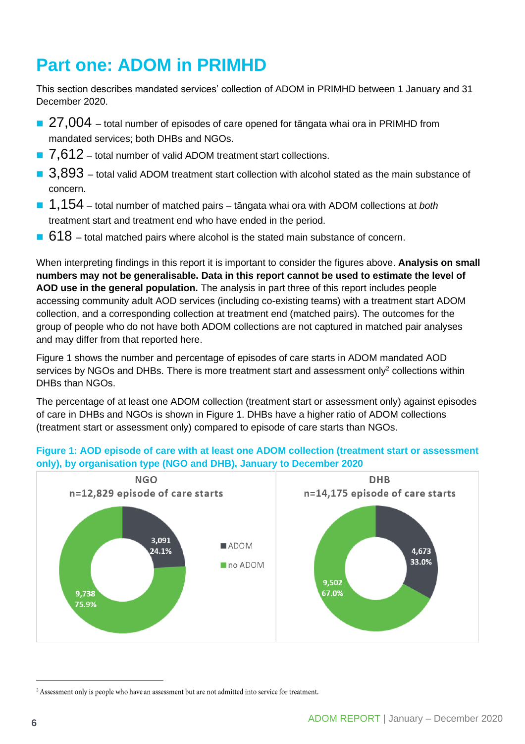# Part one: ADOM in PRIMHD

This section describes mandated services' collection of ADOM in PRIMHD between 1 January and 31 December 2020.

- 27,004 – total number of episodes of care opened for tāngata whai ora in PRIMHD from mandated services; both DHBs and NGOs.
- 7,612 – total number of valid ADOM treatment start collections.
- 3,893 – total valid ADOM treatment start collection with alcohol stated as the main substance of concern.
- 1,154 – total number of matched pairs – tāngata whai ora with ADOM collections at *both* treatment start and treatment end who have ended in the period.
- 618 – total matched pairs where alcohol is the stated main substance of concern.

When interpreting findings in this report it is important to consider the figures above. **Analysis on small numbers may not be generalisable. Data in this report cannot be used to estimate the level of AOD use in the general population.** The analysis in part three of this report includes people accessing community adult AOD services (including co-existing teams) with a treatment start ADOM collection, and a corresponding collection at treatment end (matched pairs). The outcomes for the group of people who do not have both ADOM collections are not captured in matched pair analyses and may differ from that reported here.

Figure 1 shows the number and percentage of episodes of care starts in ADOM mandated AOD services by NGOs and DHBs. There is more treatment start and assessment only[2] collections within DHBs than NGOs.

The percentage of at least one ADOM collection (treatment start or assessment only) against episodes of care in DHBs and NGOs is shown in Figure 1. DHBs have a higher ratio of ADOM collections (treatment start or assessment only) compared to episode of care starts than NGOs.

**Figure 1: AOD episode of care with at least one ADOM collection (treatment start or assessment only), by organisation type (NGO and DHB), January to December 2020**

| | NGO (n=12,829 episode of care starts) | DHB (n=14,175 episode of care starts) |
|---|---|---|
| ADOM | 3,091 (24.1%) | 4,673 (33.0%) |
| no ADOM | 9,738 (75.9%) | 9,502 (67.0%) |

[2] Assessment only is people who have an assessment but are not admitted into service for treatment.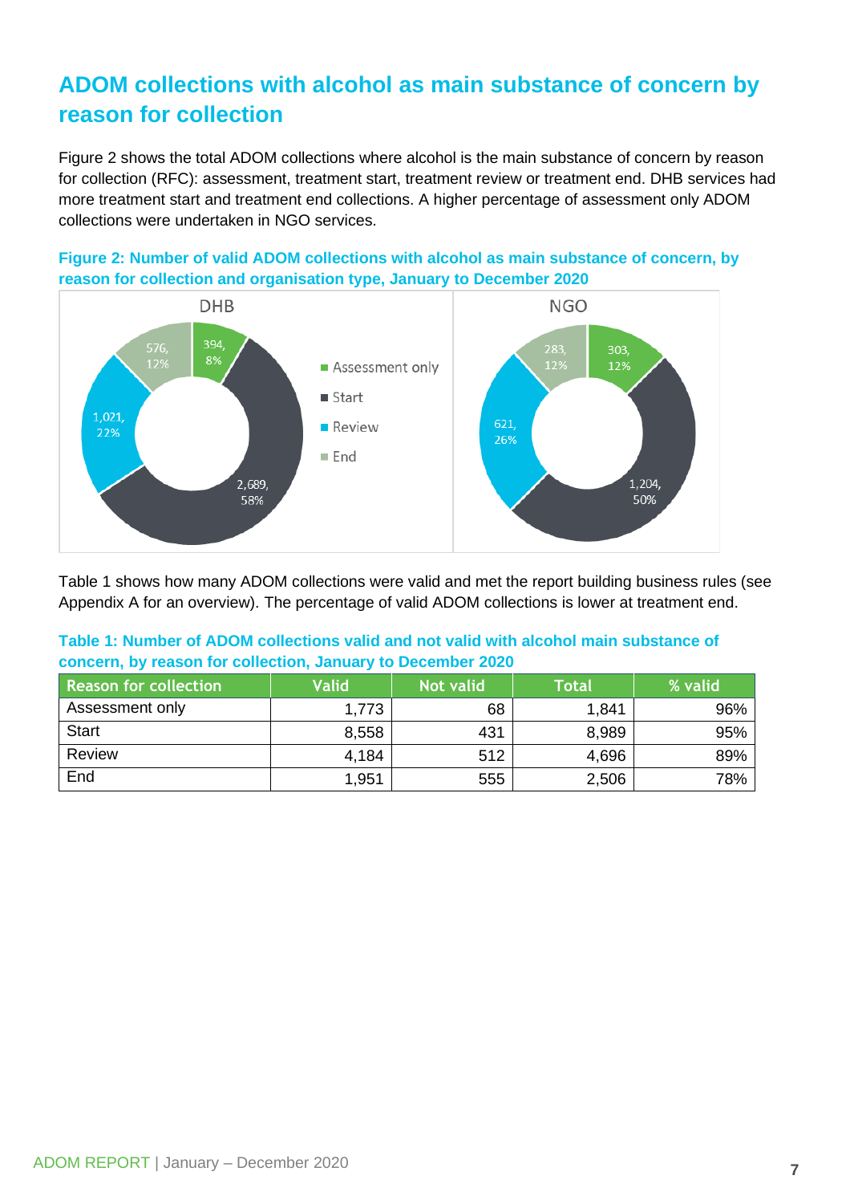## ADOM collections with alcohol as main substance of concern by reason for collection

Figure 2 shows the total ADOM collections where alcohol is the main substance of concern by reason for collection (RFC): assessment, treatment start, treatment review or treatment end. DHB services had more treatment start and treatment end collections. A higher percentage of assessment only ADOM collections were undertaken in NGO services.

**Figure 2: Number of valid ADOM collections with alcohol as main substance of concern, by reason for collection and organisation type, January to December 2020**

| Reason for collection | DHB | NGO |
|---|---|---|
| Assessment only | 394, 8% | 303, 12% |
| Start | 2,689, 58% | 1,204, 50% |
| Review | 1,021, 22% | 621, 26% |
| End | 576, 12% | 283, 12% |

Table 1 shows how many ADOM collections were valid and met the report building business rules (see Appendix A for an overview). The percentage of valid ADOM collections is lower at treatment end.

**Table 1: Number of ADOM collections valid and not valid with alcohol main substance of concern, by reason for collection, January to December 2020**

| Reason for collection | Valid | Not valid | Total | % valid |
|---|---|---|---|---|
| Assessment only | 1,773 | 68 | 1,841 | 96% |
| Start | 8,558 | 431 | 8,989 | 95% |
| Review | 4,184 | 512 | 4,696 | 89% |
| End | 1,951 | 555 | 2,506 | 78% |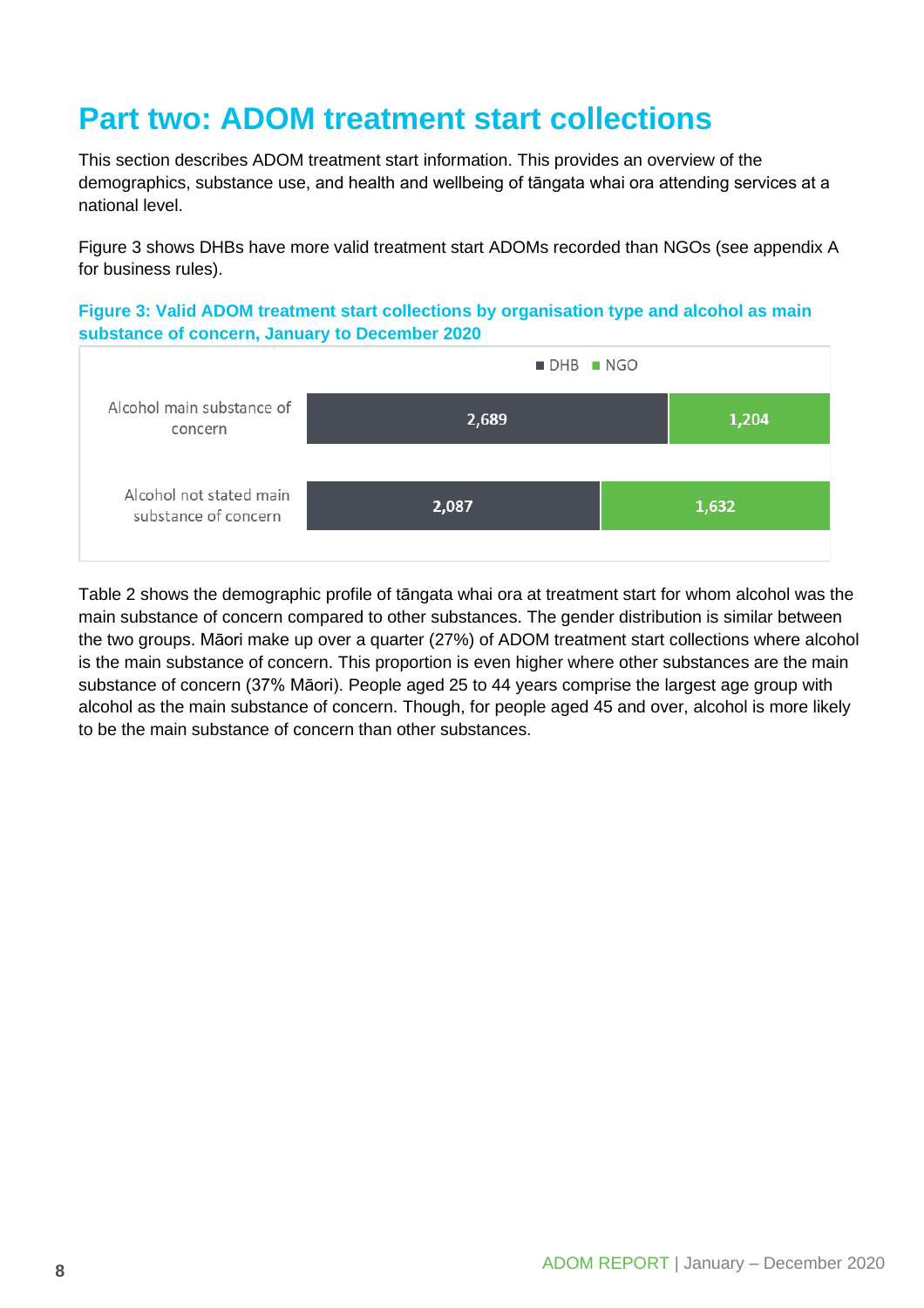# Part two: ADOM treatment start collections

This section describes ADOM treatment start information. This provides an overview of the demographics, substance use, and health and wellbeing of tāngata whai ora attending services at a national level.

Figure 3 shows DHBs have more valid treatment start ADOMs recorded than NGOs (see appendix A for business rules).

**Figure 3: Valid ADOM treatment start collections by organisation type and alcohol as main substance of concern, January to December 2020**

| | DHB | NGO |
|---|---|---|
| Alcohol main substance of concern | 2,689 | 1,204 |
| Alcohol not stated main substance of concern | 2,087 | 1,632 |

Table 2 shows the demographic profile of tāngata whai ora at treatment start for whom alcohol was the main substance of concern compared to other substances. The gender distribution is similar between the two groups. Māori make up over a quarter (27%) of ADOM treatment start collections where alcohol is the main substance of concern. This proportion is even higher where other substances are the main substance of concern (37% Māori). People aged 25 to 44 years comprise the largest age group with alcohol as the main substance of concern. Though, for people aged 45 and over, alcohol is more likely to be the main substance of concern than other substances.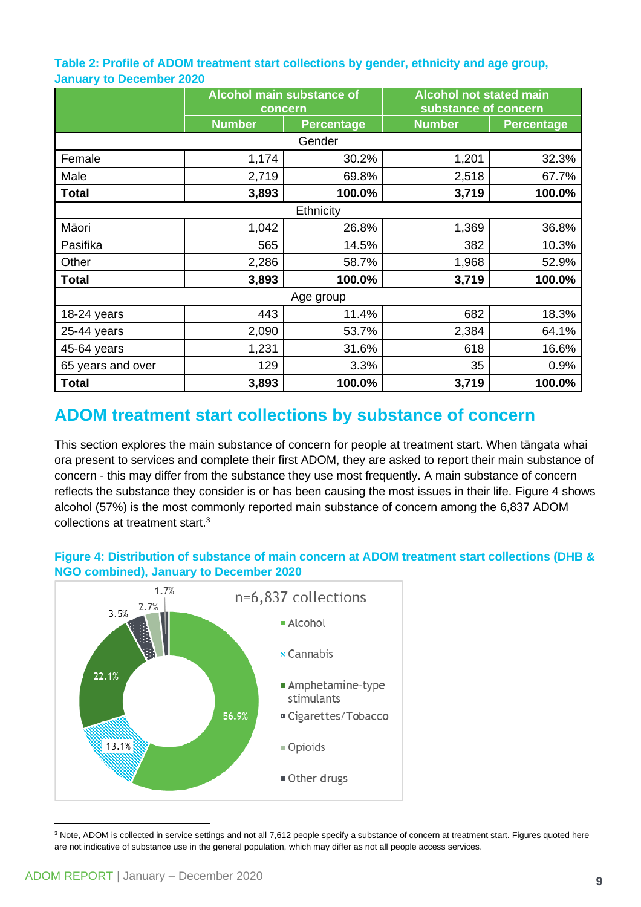**Table 2: Profile of ADOM treatment start collections by gender, ethnicity and age group, January to December 2020**

| | Alcohol main substance of concern | | Alcohol not stated main substance of concern | |
|---|---|---|---|---|
| | Number | Percentage | Number | Percentage |
| **Gender** | | | | |
| Female | 1,174 | 30.2% | 1,201 | 32.3% |
| Male | 2,719 | 69.8% | 2,518 | 67.7% |
| **Total** | **3,893** | **100.0%** | **3,719** | **100.0%** |
| **Ethnicity** | | | | |
| Māori | 1,042 | 26.8% | 1,369 | 36.8% |
| Pasifika | 565 | 14.5% | 382 | 10.3% |
| Other | 2,286 | 58.7% | 1,968 | 52.9% |
| **Total** | **3,893** | **100.0%** | **3,719** | **100.0%** |
| **Age group** | | | | |
| 18-24 years | 443 | 11.4% | 682 | 18.3% |
| 25-44 years | 2,090 | 53.7% | 2,384 | 64.1% |
| 45-64 years | 1,231 | 31.6% | 618 | 16.6% |
| 65 years and over | 129 | 3.3% | 35 | 0.9% |
| **Total** | **3,893** | **100.0%** | **3,719** | **100.0%** |

## ADOM treatment start collections by substance of concern

This section explores the main substance of concern for people at treatment start. When tāngata whai ora present to services and complete their first ADOM, they are asked to report their main substance of concern - this may differ from the substance they use most frequently. A main substance of concern reflects the substance they consider is or has been causing the most issues in their life. Figure 4 shows alcohol (57%) is the most commonly reported main substance of concern among the 6,837 ADOM collections at treatment start.[3]

**Figure 4: Distribution of substance of main concern at ADOM treatment start collections (DHB & NGO combined), January to December 2020**

n=6,837 collections

- Alcohol: 56.9%
- Cannabis: 13.1%
- Amphetamine-type stimulants: 22.1%
- Cigarettes/Tobacco: 3.5%
- Opioids: 2.7%
- Other drugs: 1.7%

[3] Note, ADOM is collected in service settings and not all 7,612 people specify a substance of concern at treatment start. Figures quoted here are not indicative of substance use in the general population, which may differ as not all people access services.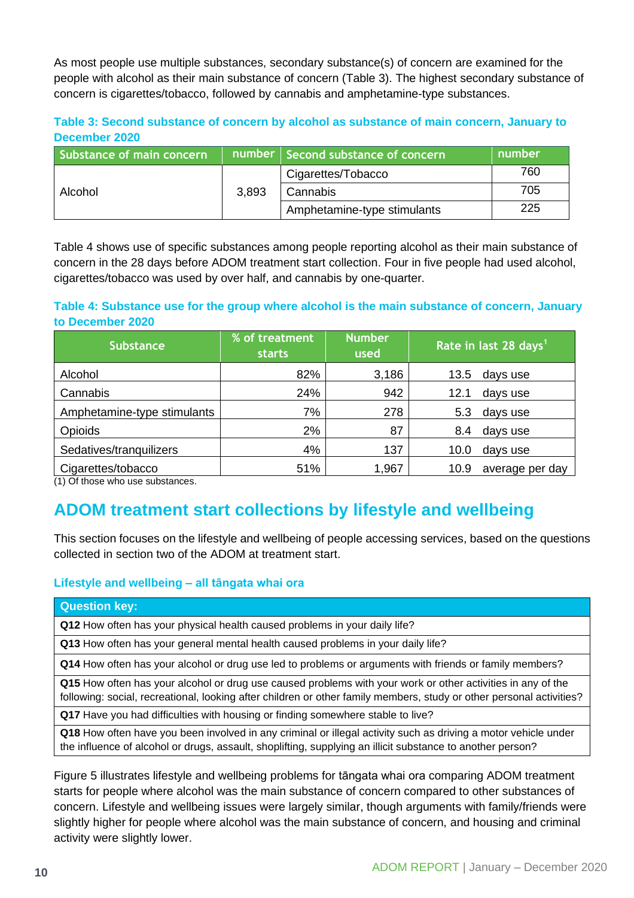As most people use multiple substances, secondary substance(s) of concern are examined for the people with alcohol as their main substance of concern (Table 3). The highest secondary substance of concern is cigarettes/tobacco, followed by cannabis and amphetamine-type substances.

**Table 3: Second substance of concern by alcohol as substance of main concern, January to December 2020**

| Substance of main concern | number | Second substance of concern | number |
|---|---|---|---|
| Alcohol | 3,893 | Cigarettes/Tobacco | 760 |
| | | Cannabis | 705 |
| | | Amphetamine-type stimulants | 225 |

Table 4 shows use of specific substances among people reporting alcohol as their main substance of concern in the 28 days before ADOM treatment start collection. Four in five people had used alcohol, cigarettes/tobacco was used by over half, and cannabis by one-quarter.

**Table 4: Substance use for the group where alcohol is the main substance of concern, January to December 2020**

| Substance | % of treatment starts | Number used | Rate in last 28 days[1] |
|---|---|---|---|
| Alcohol | 82% | 3,186 | 13.5 days use |
| Cannabis | 24% | 942 | 12.1 days use |
| Amphetamine-type stimulants | 7% | 278 | 5.3 days use |
| Opioids | 2% | 87 | 8.4 days use |
| Sedatives/tranquilizers | 4% | 137 | 10.0 days use |
| Cigarettes/tobacco | 51% | 1,967 | 10.9 average per day |

(1) Of those who use substances.

## ADOM treatment start collections by lifestyle and wellbeing

This section focuses on the lifestyle and wellbeing of people accessing services, based on the questions collected in section two of the ADOM at treatment start.

### Lifestyle and wellbeing – all tāngata whai ora

| Question key: |
|---|
| **Q12** How often has your physical health caused problems in your daily life? |
| **Q13** How often has your general mental health caused problems in your daily life? |
| **Q14** How often has your alcohol or drug use led to problems or arguments with friends or family members? |
| **Q15** How often has your alcohol or drug use caused problems with your work or other activities in any of the following: social, recreational, looking after children or other family members, study or other personal activities? |
| **Q17** Have you had difficulties with housing or finding somewhere stable to live? |
| **Q18** How often have you been involved in any criminal or illegal activity such as driving a motor vehicle under the influence of alcohol or drugs, assault, shoplifting, supplying an illicit substance to another person? |

Figure 5 illustrates lifestyle and wellbeing problems for tāngata whai ora comparing ADOM treatment starts for people where alcohol was the main substance of concern compared to other substances of concern. Lifestyle and wellbeing issues were largely similar, though arguments with family/friends were slightly higher for people where alcohol was the main substance of concern, and housing and criminal activity were slightly lower.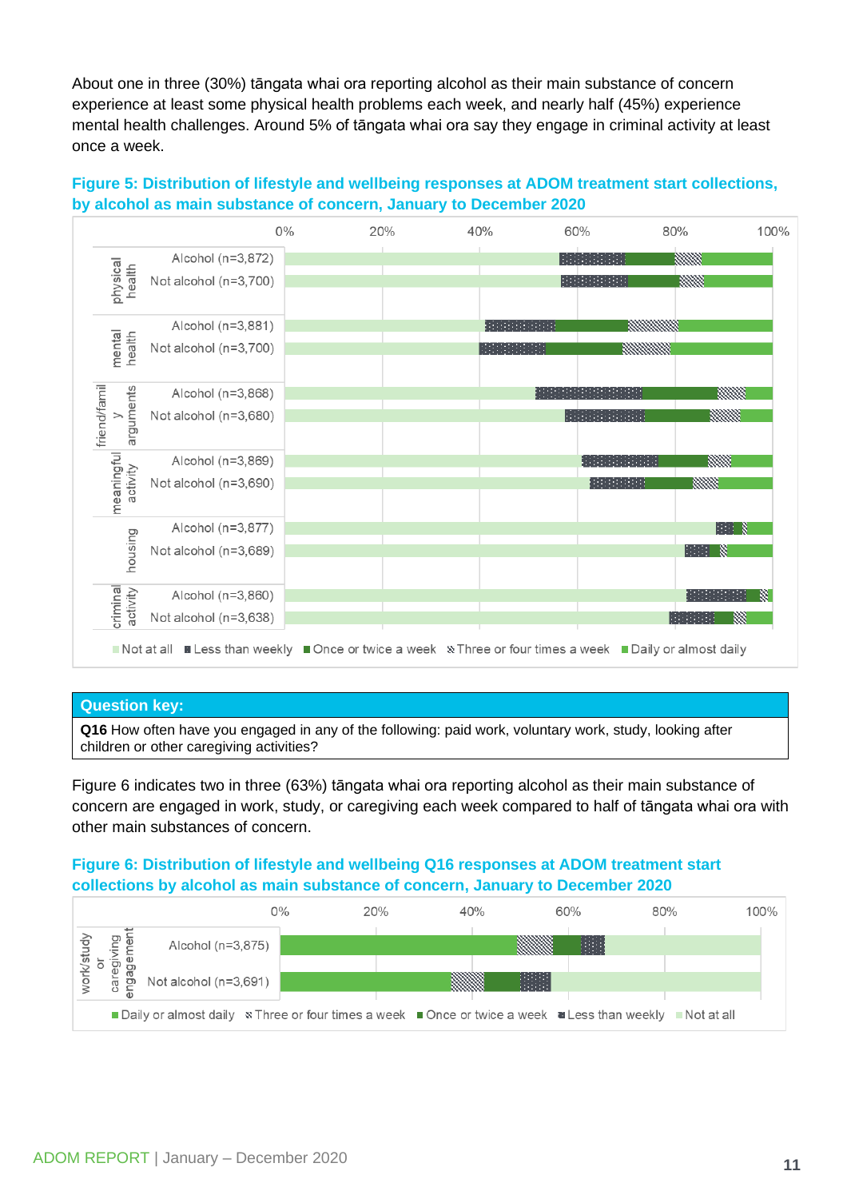About one in three (30%) tāngata whai ora reporting alcohol as their main substance of concern experience at least some physical health problems each week, and nearly half (45%) experience mental health challenges. Around 5% of tāngata whai ora say they engage in criminal activity at least once a week.

**Figure 5: Distribution of lifestyle and wellbeing responses at ADOM treatment start collections, by alcohol as main substance of concern, January to December 2020**

| Question key: |
|---|
| **Q16** How often have you engaged in any of the following: paid work, voluntary work, study, looking after children or other caregiving activities? |

Figure 6 indicates two in three (63%) tāngata whai ora reporting alcohol as their main substance of concern are engaged in work, study, or caregiving each week compared to half of tāngata whai ora with other main substances of concern.

**Figure 6: Distribution of lifestyle and wellbeing Q16 responses at ADOM treatment start collections by alcohol as main substance of concern, January to December 2020**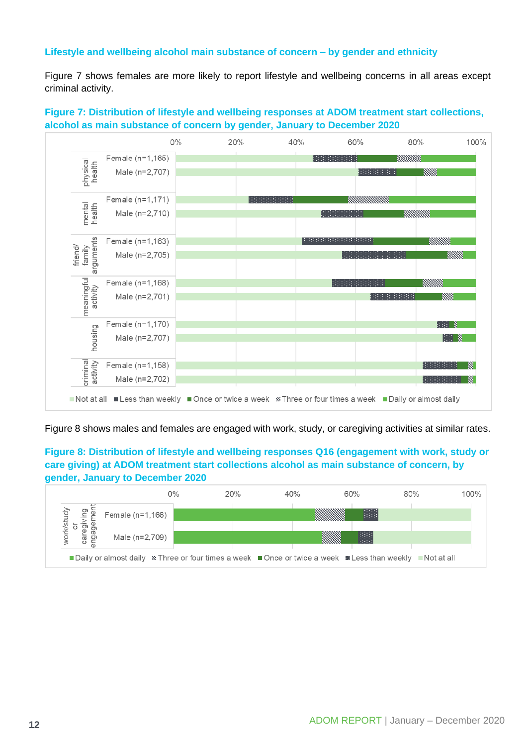### Lifestyle and wellbeing alcohol main substance of concern – by gender and ethnicity

Figure 7 shows females are more likely to report lifestyle and wellbeing concerns in all areas except criminal activity.

**Figure 7: Distribution of lifestyle and wellbeing responses at ADOM treatment start collections, alcohol as main substance of concern by gender, January to December 2020**

Figure 8 shows males and females are engaged with work, study, or caregiving activities at similar rates.

**Figure 8: Distribution of lifestyle and wellbeing responses Q16 (engagement with work, study or care giving) at ADOM treatment start collections alcohol as main substance of concern, by gender, January to December 2020**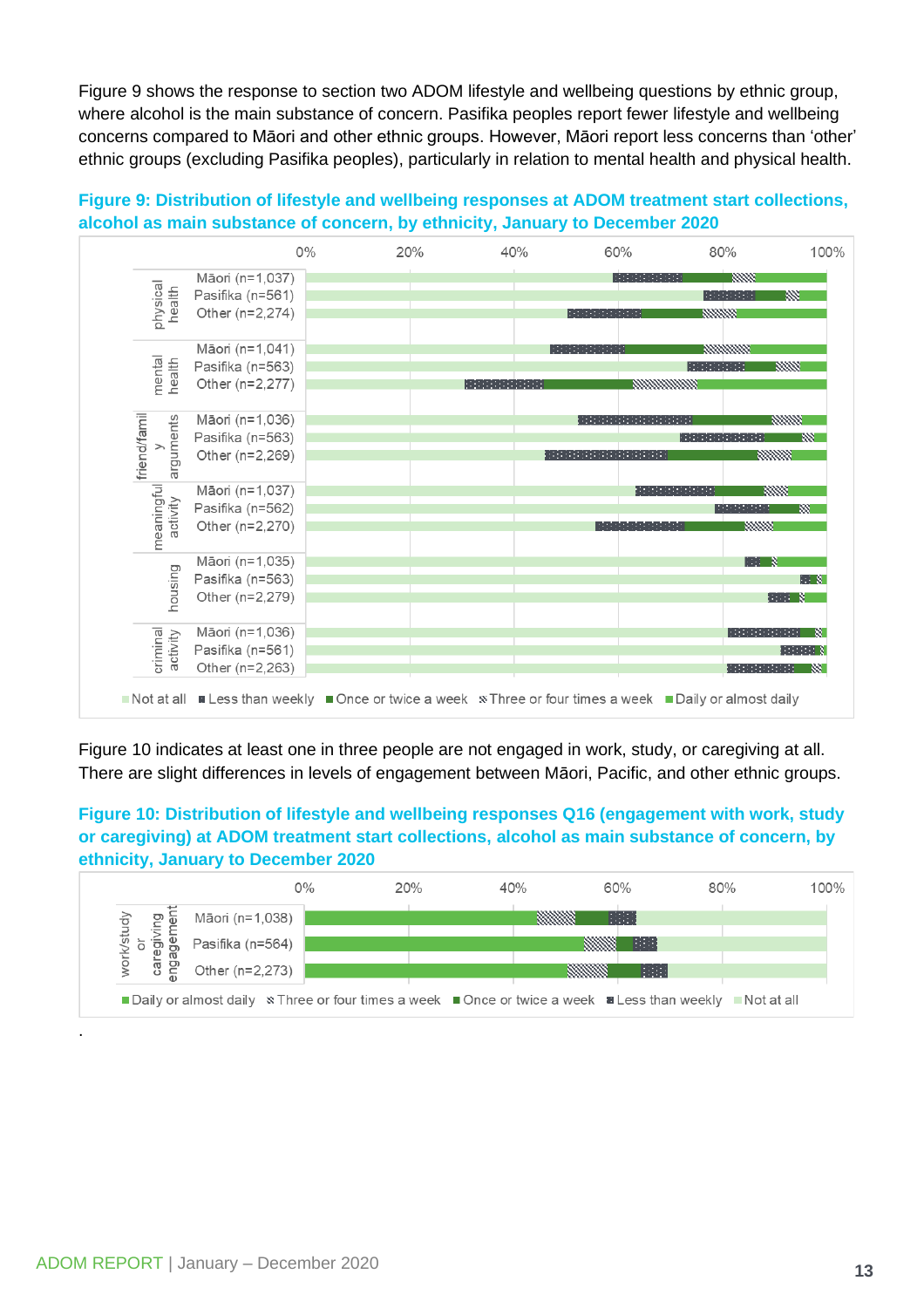Figure 9 shows the response to section two ADOM lifestyle and wellbeing questions by ethnic group, where alcohol is the main substance of concern. Pasifika peoples report fewer lifestyle and wellbeing concerns compared to Māori and other ethnic groups. However, Māori report less concerns than 'other' ethnic groups (excluding Pasifika peoples), particularly in relation to mental health and physical health.

**Figure 9: Distribution of lifestyle and wellbeing responses at ADOM treatment start collections, alcohol as main substance of concern, by ethnicity, January to December 2020**

Figure 10 indicates at least one in three people are not engaged in work, study, or caregiving at all. There are slight differences in levels of engagement between Māori, Pacific, and other ethnic groups.

**Figure 10: Distribution of lifestyle and wellbeing responses Q16 (engagement with work, study or caregiving) at ADOM treatment start collections, alcohol as main substance of concern, by ethnicity, January to December 2020**

.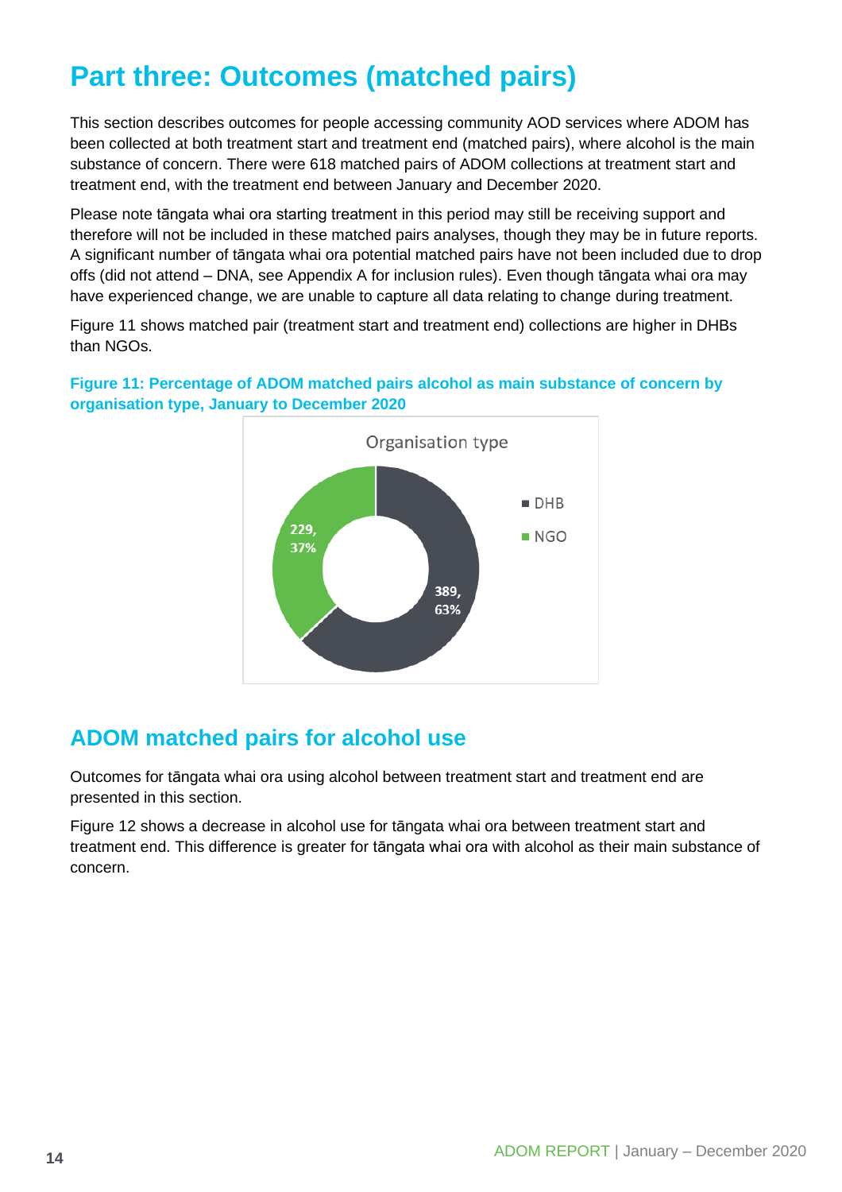# Part three: Outcomes (matched pairs)

This section describes outcomes for people accessing community AOD services where ADOM has been collected at both treatment start and treatment end (matched pairs), where alcohol is the main substance of concern. There were 618 matched pairs of ADOM collections at treatment start and treatment end, with the treatment end between January and December 2020.

Please note tāngata whai ora starting treatment in this period may still be receiving support and therefore will not be included in these matched pairs analyses, though they may be in future reports. A significant number of tāngata whai ora potential matched pairs have not been included due to drop offs (did not attend – DNA, see Appendix A for inclusion rules). Even though tāngata whai ora may have experienced change, we are unable to capture all data relating to change during treatment.

Figure 11 shows matched pair (treatment start and treatment end) collections are higher in DHBs than NGOs.

**Figure 11: Percentage of ADOM matched pairs alcohol as main substance of concern by organisation type, January to December 2020**

Organisation type

| Organisation type | Number | Percentage |
|---|---|---|
| DHB | 389 | 63% |
| NGO | 229 | 37% |

## ADOM matched pairs for alcohol use

Outcomes for tāngata whai ora using alcohol between treatment start and treatment end are presented in this section.

Figure 12 shows a decrease in alcohol use for tāngata whai ora between treatment start and treatment end. This difference is greater for tāngata whai ora with alcohol as their main substance of concern.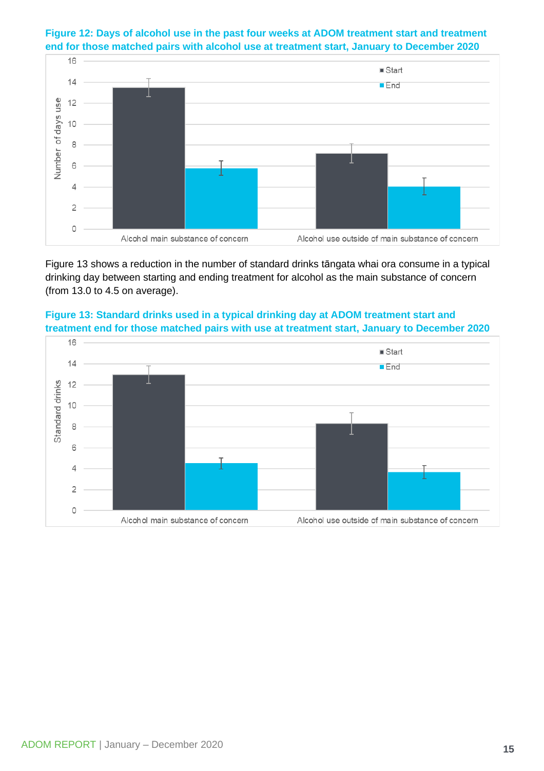**Figure 12: Days of alcohol use in the past four weeks at ADOM treatment start and treatment end for those matched pairs with alcohol use at treatment start, January to December 2020**

Figure 13 shows a reduction in the number of standard drinks tāngata whai ora consume in a typical drinking day between starting and ending treatment for alcohol as the main substance of concern (from 13.0 to 4.5 on average).

**Figure 13: Standard drinks used in a typical drinking day at ADOM treatment start and treatment end for those matched pairs with use at treatment start, January to December 2020**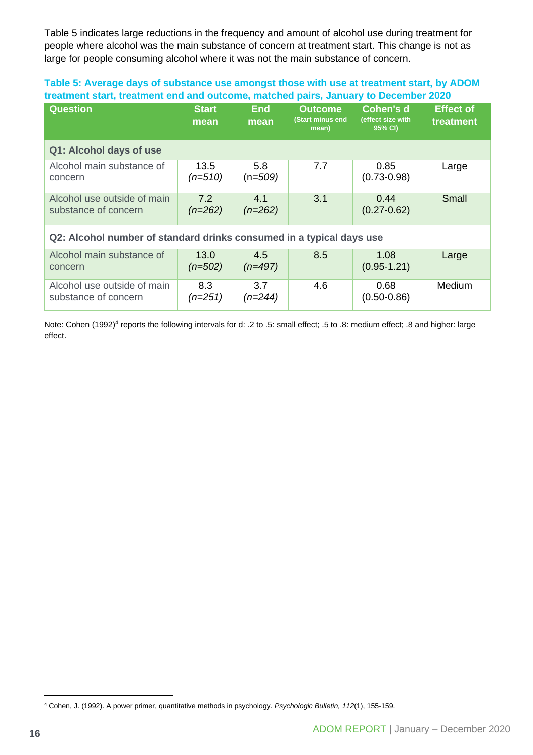Table 5 indicates large reductions in the frequency and amount of alcohol use during treatment for people where alcohol was the main substance of concern at treatment start. This change is not as large for people consuming alcohol where it was not the main substance of concern.

**Table 5: Average days of substance use amongst those with use at treatment start, by ADOM treatment start, treatment end and outcome, matched pairs, January to December 2020**

| Question | Start mean | End mean | Outcome (Start minus end mean) | Cohen's d (effect size with 95% CI) | Effect of treatment |
|---|---|---|---|---|---|
| **Q1: Alcohol days of use** | | | | | |
| Alcohol main substance of concern | 13.5 *(n=510)* | 5.8 (n=*509)* | 7.7 | 0.85 (0.73-0.98) | Large |
| Alcohol use outside of main substance of concern | 7.2 *(n=262)* | 4.1 *(n=262)* | 3.1 | 0.44 (0.27-0.62) | Small |
| **Q2: Alcohol number of standard drinks consumed in a typical days use** | | | | | |
| Alcohol main substance of concern | 13.0 *(n=502)* | 4.5 *(n=497)* | 8.5 | 1.08 (0.95-1.21) | Large |
| Alcohol use outside of main substance of concern | 8.3 *(n=251)* | 3.7 *(n=244)* | 4.6 | 0.68 (0.50-0.86) | Medium |

Note: Cohen (1992)[4] reports the following intervals for d: .2 to .5: small effect; .5 to .8: medium effect; .8 and higher: large effect.

[4] Cohen, J. (1992). A power primer, quantitative methods in psychology. *Psychologic Bulletin, 112*(1), 155-159.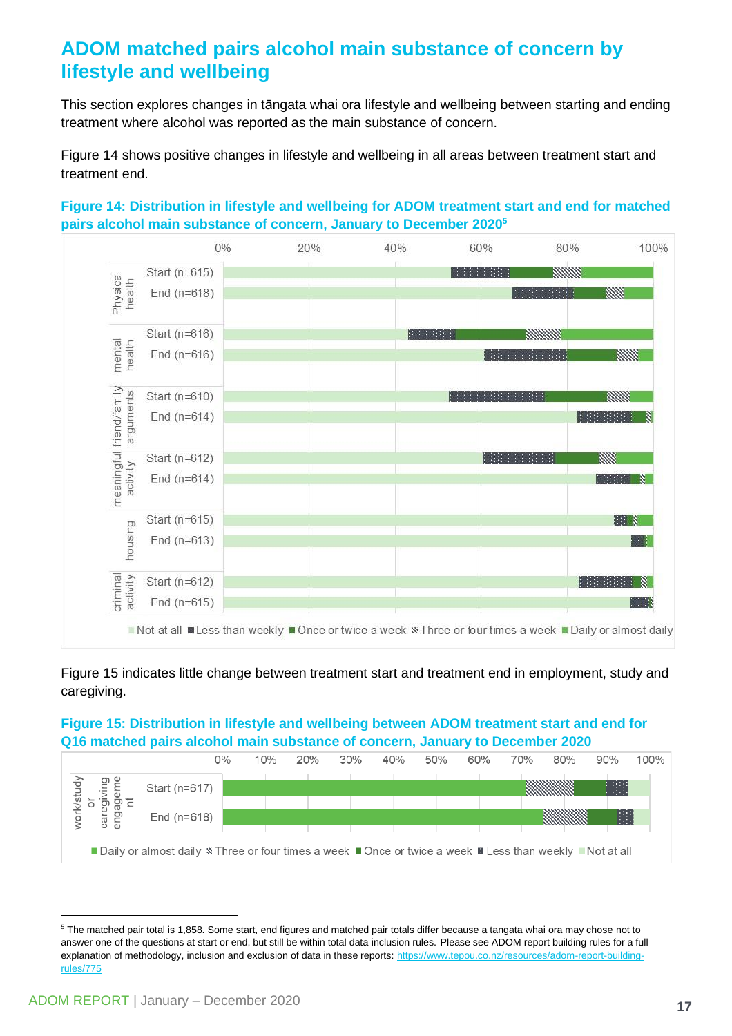## ADOM matched pairs alcohol main substance of concern by lifestyle and wellbeing

This section explores changes in tāngata whai ora lifestyle and wellbeing between starting and ending treatment where alcohol was reported as the main substance of concern.

Figure 14 shows positive changes in lifestyle and wellbeing in all areas between treatment start and treatment end.

**Figure 14: Distribution in lifestyle and wellbeing for ADOM treatment start and end for matched pairs alcohol main substance of concern, January to December 2020[5]**

| Area | Time point |
|---|---|
| Physical health | Start (n=615) |
| | End (n=618) |
| mental health | Start (n=616) |
| | End (n=616) |
| friend/family arguments | Start (n=610) |
| | End (n=614) |
| meaningful activity | Start (n=612) |
| | End (n=614) |
| housing | Start (n=615) |
| | End (n=613) |
| criminal activity | Start (n=612) |
| | End (n=615) |

Not at all | Less than weekly | Once or twice a week | Three or four times a week | Daily or almost daily

Figure 15 indicates little change between treatment start and treatment end in employment, study and caregiving.

**Figure 15: Distribution in lifestyle and wellbeing between ADOM treatment start and end for Q16 matched pairs alcohol main substance of concern, January to December 2020**

| Area | Time point |
|---|---|
| work/study or caregiving engagement | Start (n=617) |
| | End (n=618) |

Daily or almost daily | Three or four times a week | Once or twice a week | Less than weekly | Not at all

---

[5] The matched pair total is 1,858. Some start, end figures and matched pair totals differ because a tangata whai ora may chose not to answer one of the questions at start or end, but still be within total data inclusion rules. Please see ADOM report building rules for a full explanation of methodology, inclusion and exclusion of data in these reports: https://www.tepou.co.nz/resources/adom-report-building-rules/775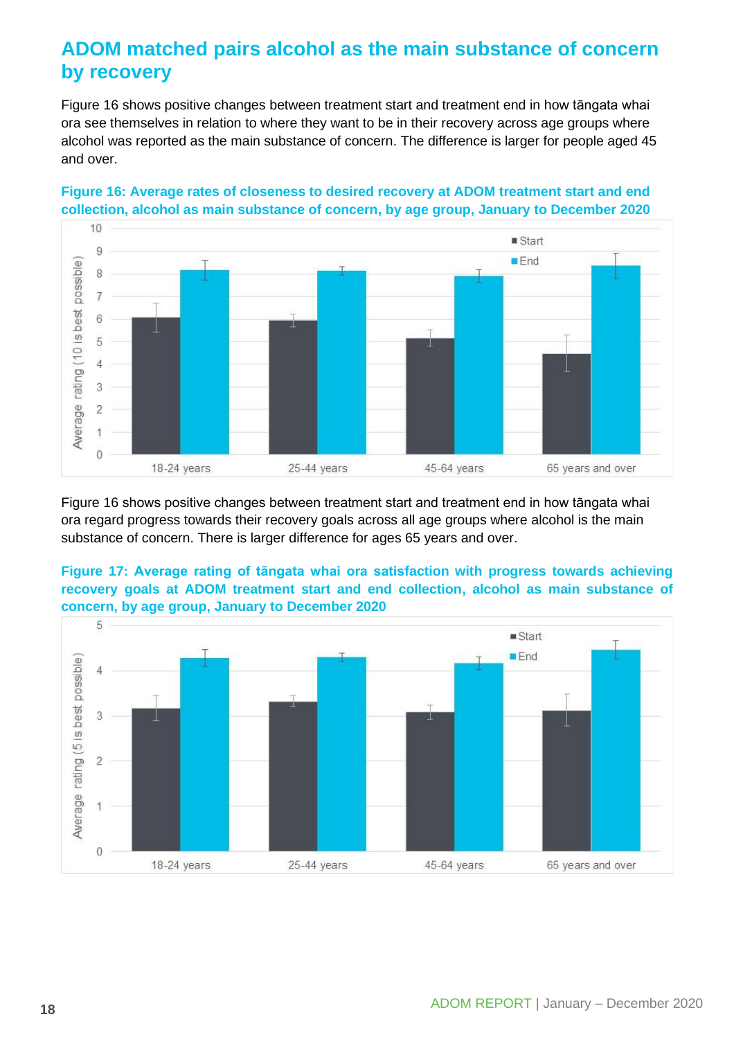## ADOM matched pairs alcohol as the main substance of concern by recovery

Figure 16 shows positive changes between treatment start and treatment end in how tāngata whai ora see themselves in relation to where they want to be in their recovery across age groups where alcohol was reported as the main substance of concern. The difference is larger for people aged 45 and over.

**Figure 16: Average rates of closeness to desired recovery at ADOM treatment start and end collection, alcohol as main substance of concern, by age group, January to December 2020**

Figure 16 shows positive changes between treatment start and treatment end in how tāngata whai ora regard progress towards their recovery goals across all age groups where alcohol is the main substance of concern. There is larger difference for ages 65 years and over.

**Figure 17: Average rating of tāngata whai ora satisfaction with progress towards achieving recovery goals at ADOM treatment start and end collection, alcohol as main substance of concern, by age group, January to December 2020**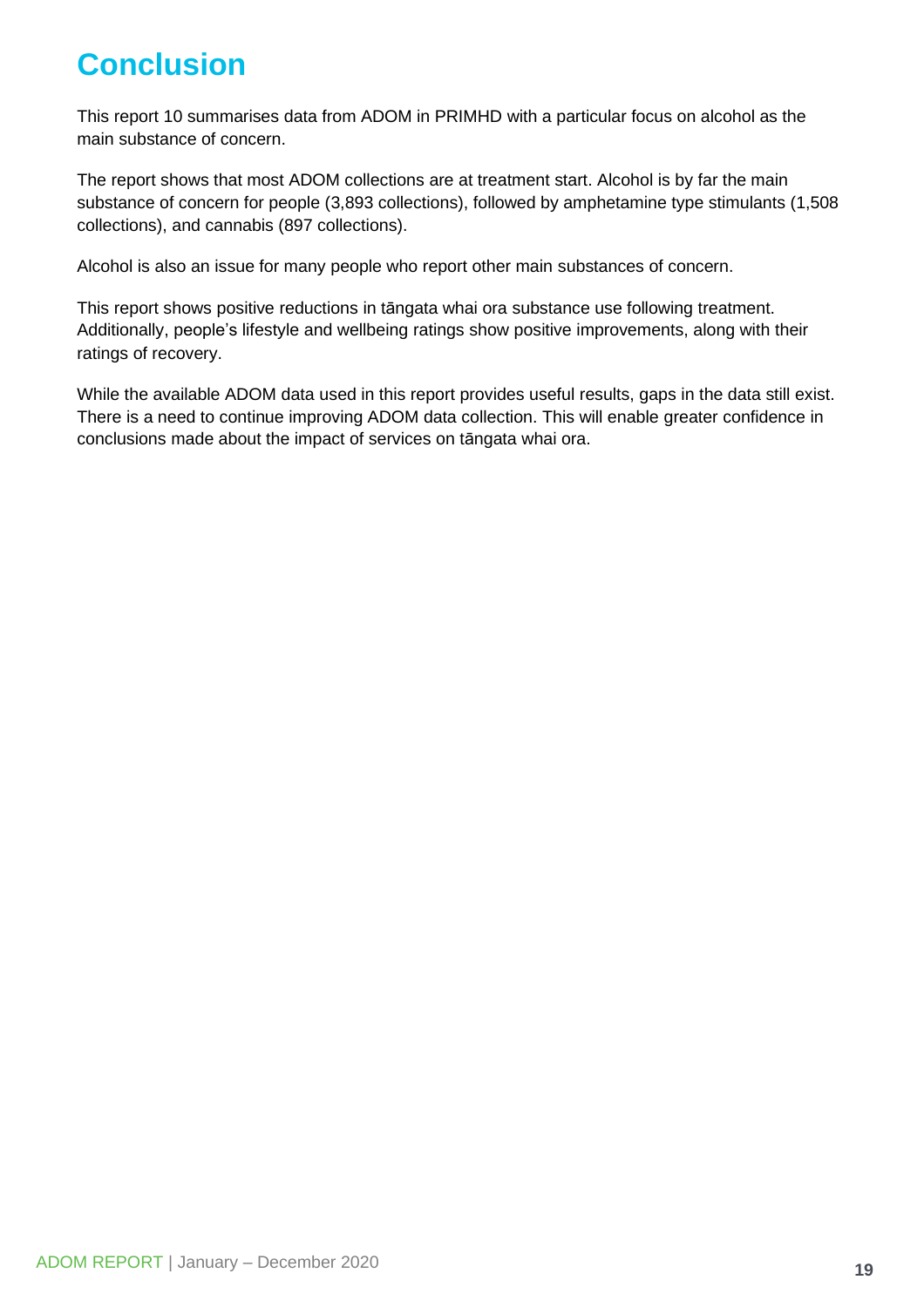# Conclusion

This report 10 summarises data from ADOM in PRIMHD with a particular focus on alcohol as the main substance of concern.

The report shows that most ADOM collections are at treatment start. Alcohol is by far the main substance of concern for people (3,893 collections), followed by amphetamine type stimulants (1,508 collections), and cannabis (897 collections).

Alcohol is also an issue for many people who report other main substances of concern.

This report shows positive reductions in tāngata whai ora substance use following treatment. Additionally, people's lifestyle and wellbeing ratings show positive improvements, along with their ratings of recovery.

While the available ADOM data used in this report provides useful results, gaps in the data still exist. There is a need to continue improving ADOM data collection. This will enable greater confidence in conclusions made about the impact of services on tāngata whai ora.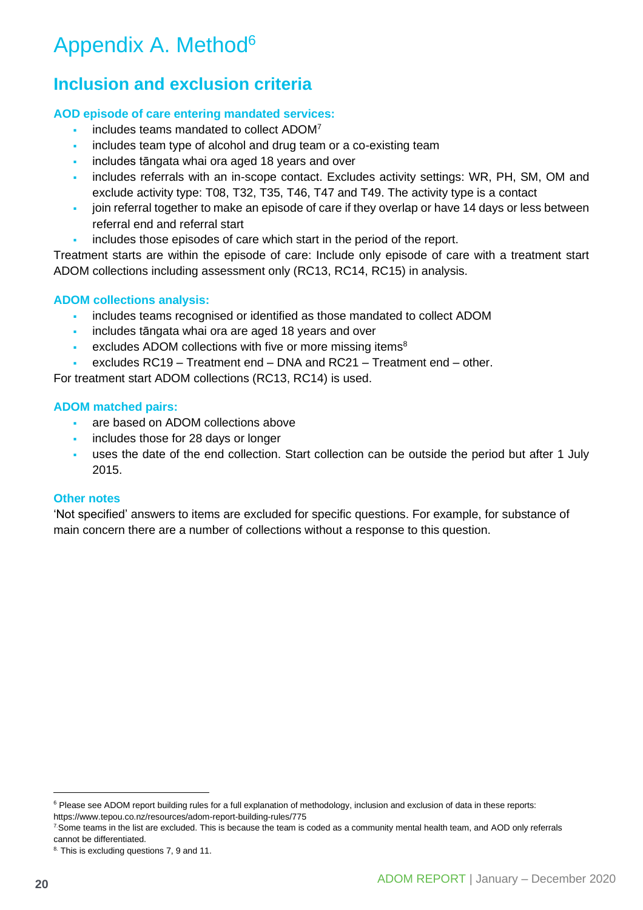# Appendix A. Method[6]

## Inclusion and exclusion criteria

### AOD episode of care entering mandated services:

- includes teams mandated to collect ADOM[7]
- includes team type of alcohol and drug team or a co-existing team
- includes tāngata whai ora aged 18 years and over
- includes referrals with an in-scope contact. Excludes activity settings: WR, PH, SM, OM and exclude activity type: T08, T32, T35, T46, T47 and T49. The activity type is a contact
- join referral together to make an episode of care if they overlap or have 14 days or less between referral end and referral start
- includes those episodes of care which start in the period of the report.

Treatment starts are within the episode of care: Include only episode of care with a treatment start ADOM collections including assessment only (RC13, RC14, RC15) in analysis.

### ADOM collections analysis:

- includes teams recognised or identified as those mandated to collect ADOM
- includes tāngata whai ora are aged 18 years and over
- excludes ADOM collections with five or more missing items[8]
- excludes RC19 – Treatment end – DNA and RC21 – Treatment end – other.

For treatment start ADOM collections (RC13, RC14) is used.

### ADOM matched pairs:

- are based on ADOM collections above
- includes those for 28 days or longer
- uses the date of the end collection. Start collection can be outside the period but after 1 July 2015.

### Other notes

'Not specified' answers to items are excluded for specific questions. For example, for substance of main concern there are a number of collections without a response to this question.

---

[6] Please see ADOM report building rules for a full explanation of methodology, inclusion and exclusion of data in these reports: https://www.tepou.co.nz/resources/adom-report-building-rules/775

[7] Some teams in the list are excluded. This is because the team is coded as a community mental health team, and AOD only referrals cannot be differentiated.

[8] This is excluding questions 7, 9 and 11.